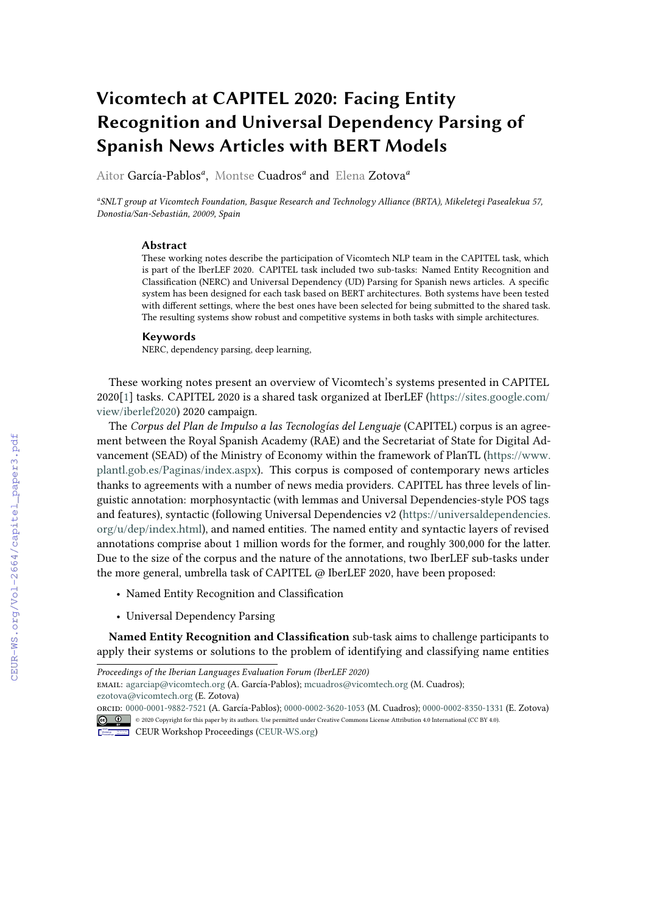# Vicomtech at CAPITEL 2020: Facing Entity Recognition and Universal Dependency Parsing of Spanish News Articles with BERT Models

Aitor García-Pablos[a], Montse Cuadros[a] and Elena Zotova[a]

[a]*SNLT group at Vicomtech Foundation, Basque Research and Technology Alliance (BRTA), Mikeletegi Pasealekua 57, Donostia/San-Sebastián, 20009, Spain*

### Abstract

These working notes describe the participation of Vicomtech NLP team in the CAPITEL task, which is part of the IberLEF 2020. CAPITEL task included two sub-tasks: Named Entity Recognition and Classification (NERC) and Universal Dependency (UD) Parsing for Spanish news articles. A specific system has been designed for each task based on BERT architectures. Both systems have been tested with different settings, where the best ones have been selected for being submitted to the shared task. The resulting systems show robust and competitive systems in both tasks with simple architectures.

### Keywords

NERC, dependency parsing, deep learning,

These working notes present an overview of Vicomtech's systems presented in CAPITEL 2020[1] tasks. CAPITEL 2020 is a shared task organized at IberLEF (https://sites.google.com/view/iberlef2020) 2020 campaign.

The *Corpus del Plan de Impulso a las Tecnologías del Lenguaje* (CAPITEL) corpus is an agreement between the Royal Spanish Academy (RAE) and the Secretariat of State for Digital Advancement (SEAD) of the Ministry of Economy within the framework of PlanTL (https://www.plantl.gob.es/Paginas/index.aspx). This corpus is composed of contemporary news articles thanks to agreements with a number of news media providers. CAPITEL has three levels of linguistic annotation: morphosyntactic (with lemmas and Universal Dependencies-style POS tags and features), syntactic (following Universal Dependencies v2 (https://universaldependencies.org/u/dep/index.html), and named entities. The named entity and syntactic layers of revised annotations comprise about 1 million words for the former, and roughly 300,000 for the latter. Due to the size of the corpus and the nature of the annotations, two IberLEF sub-tasks under the more general, umbrella task of CAPITEL @ IberLEF 2020, have been proposed:

- Named Entity Recognition and Classification
- Universal Dependency Parsing

**Named Entity Recognition and Classification** sub-task aims to challenge participants to apply their systems or solutions to the problem of identifying and classifying name entities

---

*Proceedings of the Iberian Languages Evaluation Forum (IberLEF 2020)*
EMAIL: agarciap@vicomtech.org (A. García-Pablos); mcuadros@vicomtech.org (M. Cuadros); ezotova@vicomtech.org (E. Zotova)
ORCID: 0000-0001-9882-7521 (A. García-Pablos); 0000-0002-3620-1053 (M. Cuadros); 0000-0002-8350-1331 (E. Zotova)
© 2020 Copyright for this paper by its authors. Use permitted under Creative Commons License Attribution 4.0 International (CC BY 4.0).
CEUR Workshop Proceedings (CEUR-WS.org)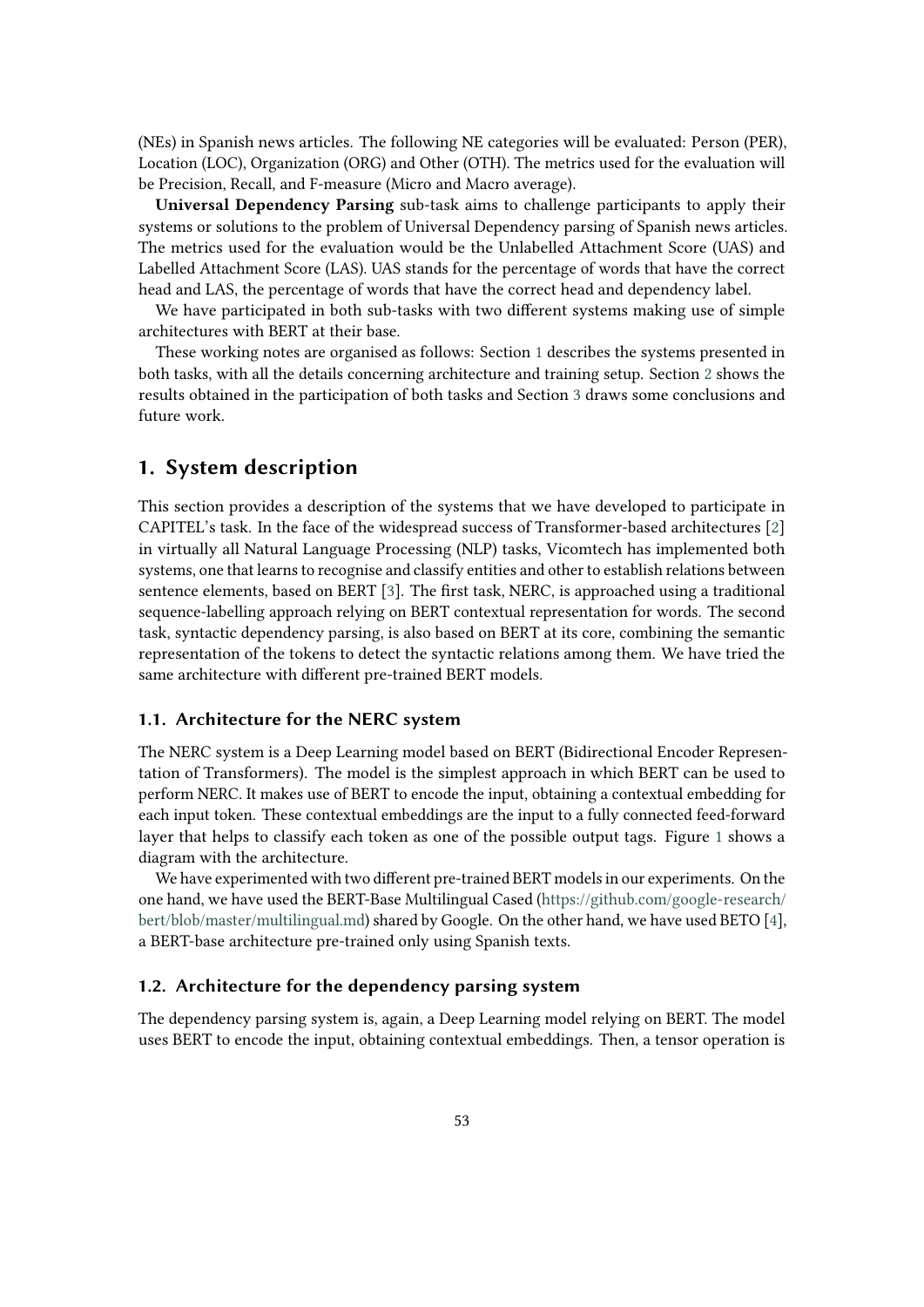(NEs) in Spanish news articles. The following NE categories will be evaluated: Person (PER), Location (LOC), Organization (ORG) and Other (OTH). The metrics used for the evaluation will be Precision, Recall, and F-measure (Micro and Macro average).

**Universal Dependency Parsing** sub-task aims to challenge participants to apply their systems or solutions to the problem of Universal Dependency parsing of Spanish news articles. The metrics used for the evaluation would be the Unlabelled Attachment Score (UAS) and Labelled Attachment Score (LAS). UAS stands for the percentage of words that have the correct head and LAS, the percentage of words that have the correct head and dependency label.

We have participated in both sub-tasks with two different systems making use of simple architectures with BERT at their base.

These working notes are organised as follows: Section 1 describes the systems presented in both tasks, with all the details concerning architecture and training setup. Section 2 shows the results obtained in the participation of both tasks and Section 3 draws some conclusions and future work.

## 1. System description

This section provides a description of the systems that we have developed to participate in CAPITEL's task. In the face of the widespread success of Transformer-based architectures [2] in virtually all Natural Language Processing (NLP) tasks, Vicomtech has implemented both systems, one that learns to recognise and classify entities and other to establish relations between sentence elements, based on BERT [3]. The first task, NERC, is approached using a traditional sequence-labelling approach relying on BERT contextual representation for words. The second task, syntactic dependency parsing, is also based on BERT at its core, combining the semantic representation of the tokens to detect the syntactic relations among them. We have tried the same architecture with different pre-trained BERT models.

### 1.1. Architecture for the NERC system

The NERC system is a Deep Learning model based on BERT (Bidirectional Encoder Representation of Transformers). The model is the simplest approach in which BERT can be used to perform NERC. It makes use of BERT to encode the input, obtaining a contextual embedding for each input token. These contextual embeddings are the input to a fully connected feed-forward layer that helps to classify each token as one of the possible output tags. Figure 1 shows a diagram with the architecture.

We have experimented with two different pre-trained BERT models in our experiments. On the one hand, we have used the BERT-Base Multilingual Cased (https://github.com/google-research/bert/blob/master/multilingual.md) shared by Google. On the other hand, we have used BETO [4], a BERT-base architecture pre-trained only using Spanish texts.

### 1.2. Architecture for the dependency parsing system

The dependency parsing system is, again, a Deep Learning model relying on BERT. The model uses BERT to encode the input, obtaining contextual embeddings. Then, a tensor operation is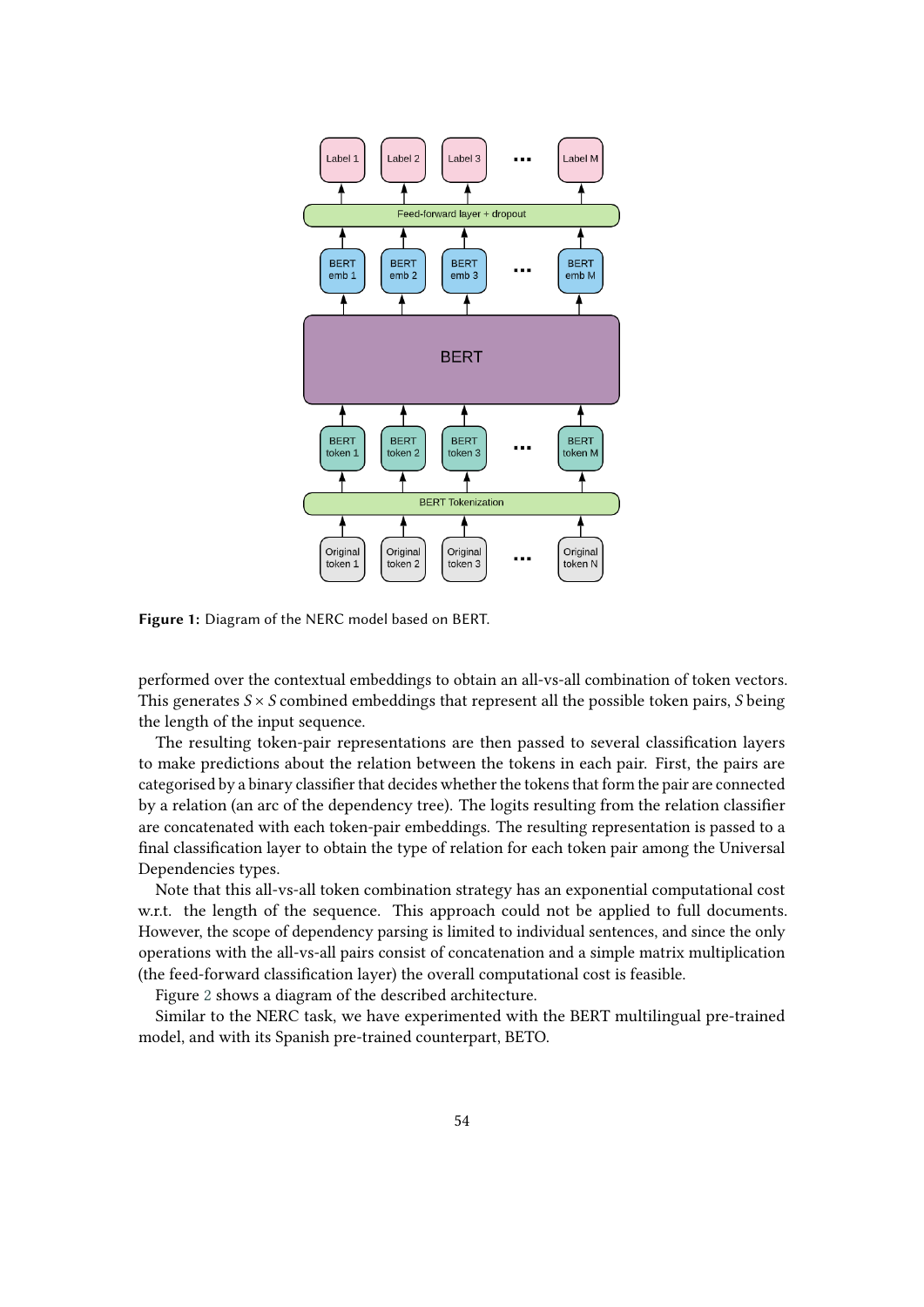**Figure 1:** Diagram of the NERC model based on BERT.

performed over the contextual embeddings to obtain an all-vs-all combination of token vectors. This generates $S \times S$ combined embeddings that represent all the possible token pairs, $S$ being the length of the input sequence.

The resulting token-pair representations are then passed to several classification layers to make predictions about the relation between the tokens in each pair. First, the pairs are categorised by a binary classifier that decides whether the tokens that form the pair are connected by a relation (an arc of the dependency tree). The logits resulting from the relation classifier are concatenated with each token-pair embeddings. The resulting representation is passed to a final classification layer to obtain the type of relation for each token pair among the Universal Dependencies types.

Note that this all-vs-all token combination strategy has an exponential computational cost w.r.t. the length of the sequence. This approach could not be applied to full documents. However, the scope of dependency parsing is limited to individual sentences, and since the only operations with the all-vs-all pairs consist of concatenation and a simple matrix multiplication (the feed-forward classification layer) the overall computational cost is feasible.

Figure 2 shows a diagram of the described architecture.

Similar to the NERC task, we have experimented with the BERT multilingual pre-trained model, and with its Spanish pre-trained counterpart, BETO.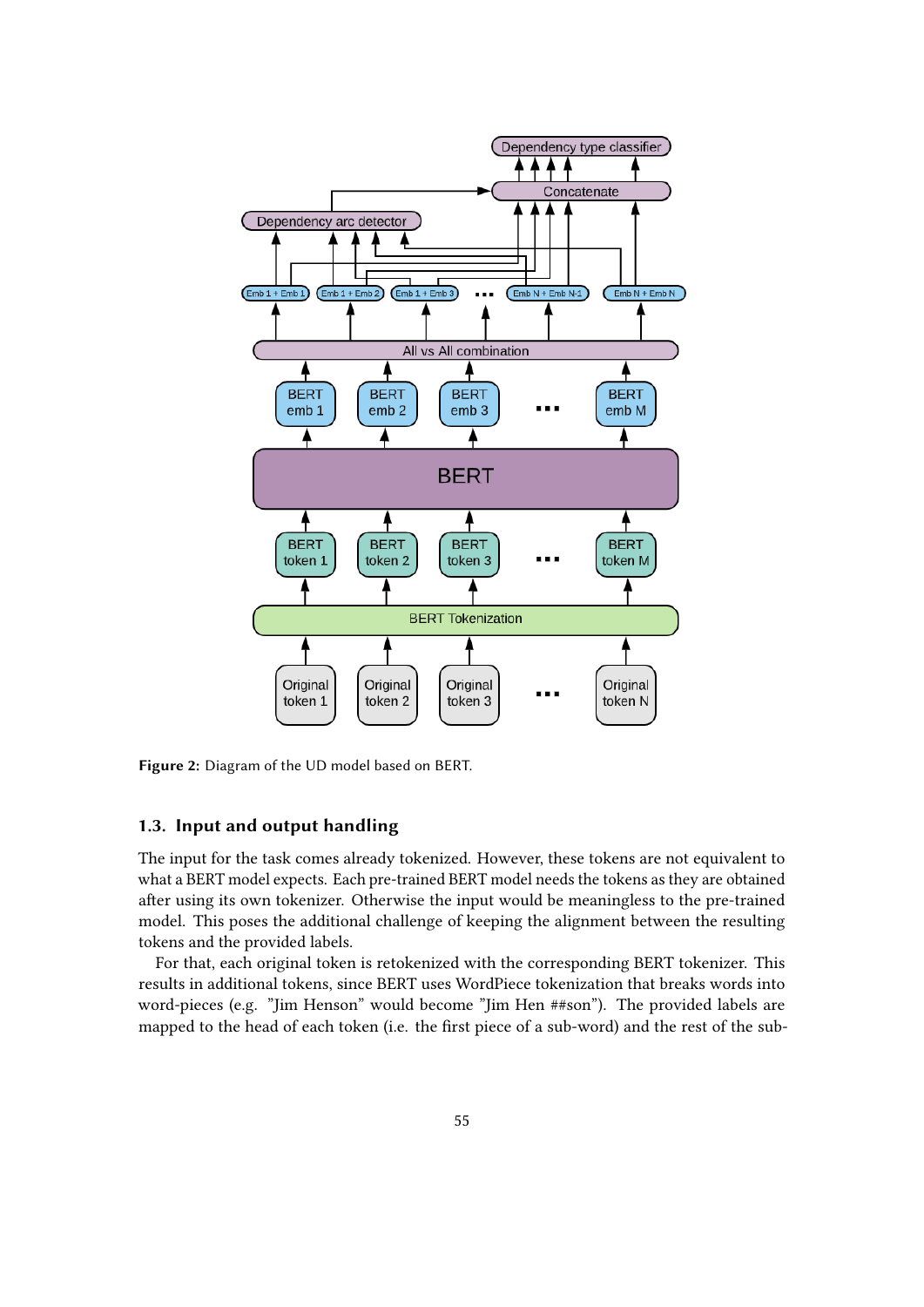Figure 2: Diagram of the UD model based on BERT.

### 1.3. Input and output handling

The input for the task comes already tokenized. However, these tokens are not equivalent to what a BERT model expects. Each pre-trained BERT model needs the tokens as they are obtained after using its own tokenizer. Otherwise the input would be meaningless to the pre-trained model. This poses the additional challenge of keeping the alignment between the resulting tokens and the provided labels.

For that, each original token is retokenized with the corresponding BERT tokenizer. This results in additional tokens, since BERT uses WordPiece tokenization that breaks words into word-pieces (e.g. "Jim Henson" would become "Jim Hen ##son"). The provided labels are mapped to the head of each token (i.e. the first piece of a sub-word) and the rest of the sub-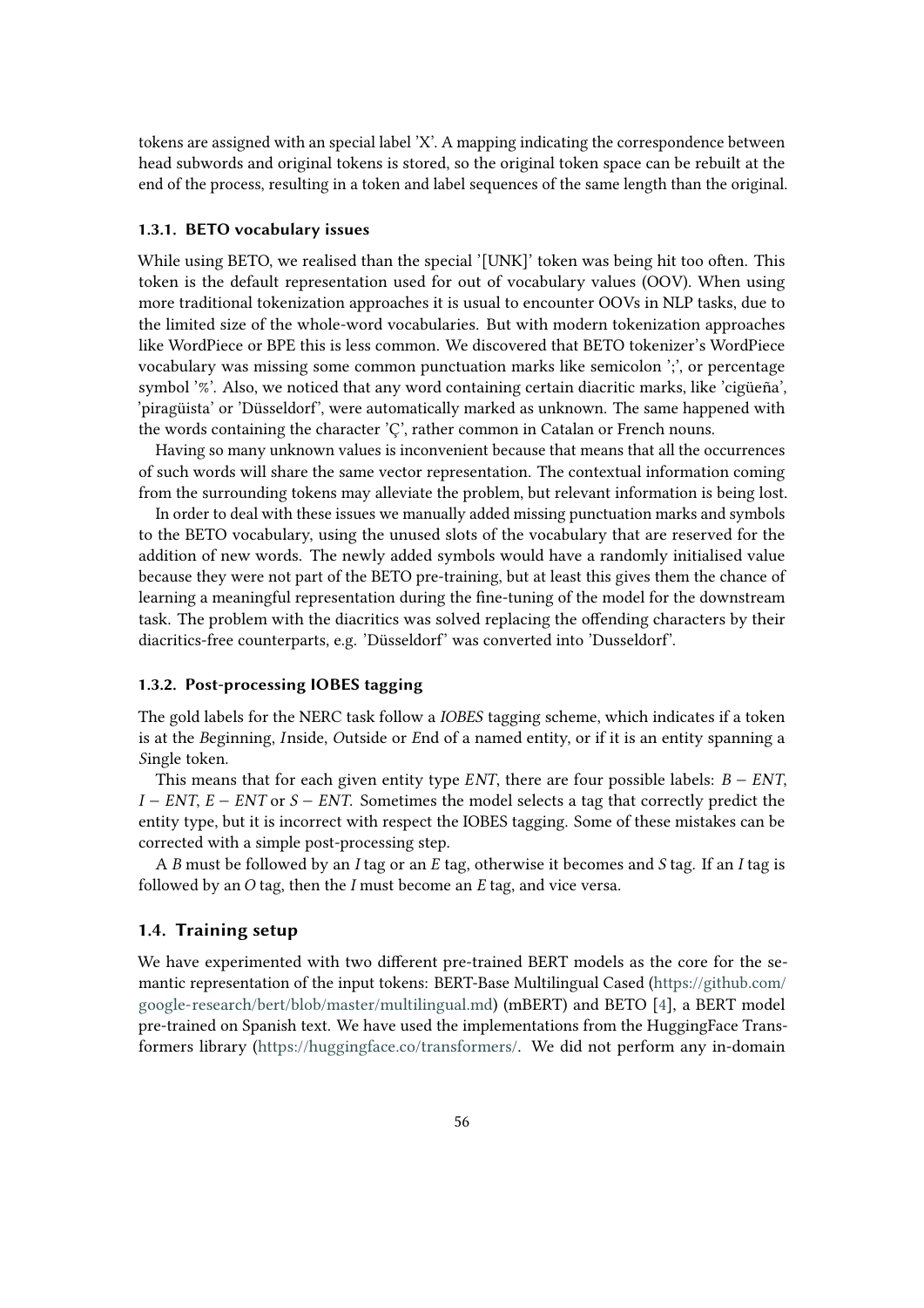tokens are assigned with an special label 'X'. A mapping indicating the correspondence between head subwords and original tokens is stored, so the original token space can be rebuilt at the end of the process, resulting in a token and label sequences of the same length than the original.

#### 1.3.1. BETO vocabulary issues

While using BETO, we realised than the special '[UNK]' token was being hit too often. This token is the default representation used for out of vocabulary values (OOV). When using more traditional tokenization approaches it is usual to encounter OOVs in NLP tasks, due to the limited size of the whole-word vocabularies. But with modern tokenization approaches like WordPiece or BPE this is less common. We discovered that BETO tokenizer's WordPiece vocabulary was missing some common punctuation marks like semicolon ';', or percentage symbol '%'. Also, we noticed that any word containing certain diacritic marks, like 'cigüeña', 'piragüista' or 'Düsseldorf', were automatically marked as unknown. The same happened with the words containing the character 'Ç', rather common in Catalan or French nouns.

Having so many unknown values is inconvenient because that means that all the occurrences of such words will share the same vector representation. The contextual information coming from the surrounding tokens may alleviate the problem, but relevant information is being lost.

In order to deal with these issues we manually added missing punctuation marks and symbols to the BETO vocabulary, using the unused slots of the vocabulary that are reserved for the addition of new words. The newly added symbols would have a randomly initialised value because they were not part of the BETO pre-training, but at least this gives them the chance of learning a meaningful representation during the fine-tuning of the model for the downstream task. The problem with the diacritics was solved replacing the offending characters by their diacritics-free counterparts, e.g. 'Düsseldorf' was converted into 'Dusseldorf'.

#### 1.3.2. Post-processing IOBES tagging

The gold labels for the NERC task follow a *IOBES* tagging scheme, which indicates if a token is at the *B*eginning, *I*nside, *O*utside or *E*nd of a named entity, or if it is an entity spanning a *S*ingle token.

This means that for each given entity type *ENT*, there are four possible labels: $B - ENT$, $I - ENT$, $E - ENT$ or $S - ENT$. Sometimes the model selects a tag that correctly predict the entity type, but it is incorrect with respect the IOBES tagging. Some of these mistakes can be corrected with a simple post-processing step.

A *B* must be followed by an *I* tag or an *E* tag, otherwise it becomes and *S* tag. If an *I* tag is followed by an *O* tag, then the *I* must become an *E* tag, and vice versa.

### 1.4. Training setup

We have experimented with two different pre-trained BERT models as the core for the semantic representation of the input tokens: BERT-Base Multilingual Cased (https://github.com/google-research/bert/blob/master/multilingual.md) (mBERT) and BETO [4], a BERT model pre-trained on Spanish text. We have used the implementations from the HuggingFace Transformers library (https://huggingface.co/transformers/. We did not perform any in-domain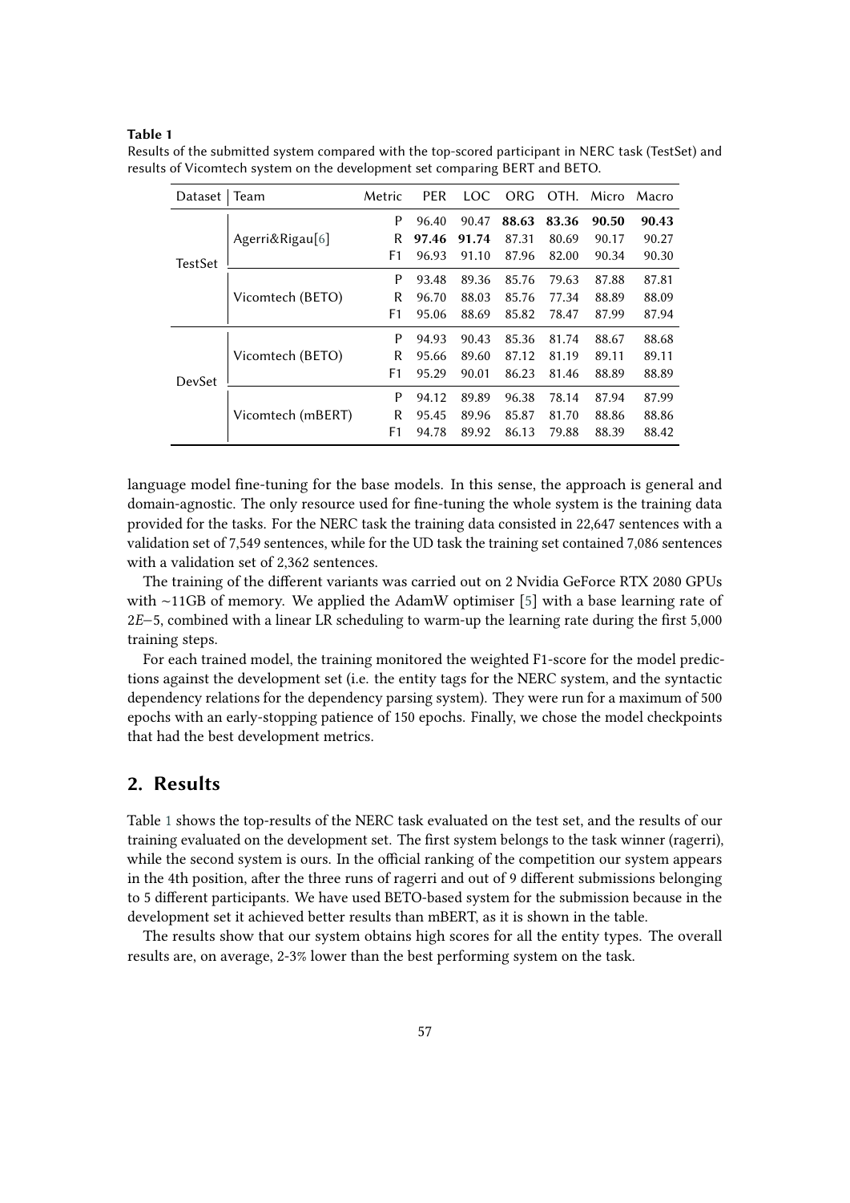**Table 1**

Results of the submitted system compared with the top-scored participant in NERC task (TestSet) and results of Vicomtech system on the development set comparing BERT and BETO.

| Dataset | Team | Metric | PER | LOC | ORG | OTH. | Micro | Macro |
|---|---|---|---|---|---|---|---|---|
| TestSet | Agerri&Rigau[6] | P | 96.40 | 90.47 | **88.63** | **83.36** | **90.50** | **90.43** |
| | | R | **97.46** | **91.74** | 87.31 | 80.69 | 90.17 | 90.27 |
| | | F1 | 96.93 | 91.10 | 87.96 | 82.00 | 90.34 | 90.30 |
| | Vicomtech (BETO) | P | 93.48 | 89.36 | 85.76 | 79.63 | 87.88 | 87.81 |
| | | R | 96.70 | 88.03 | 85.76 | 77.34 | 88.89 | 88.09 |
| | | F1 | 95.06 | 88.69 | 85.82 | 78.47 | 87.99 | 87.94 |
| DevSet | Vicomtech (BETO) | P | 94.93 | 90.43 | 85.36 | 81.74 | 88.67 | 88.68 |
| | | R | 95.66 | 89.60 | 87.12 | 81.19 | 89.11 | 89.11 |
| | | F1 | 95.29 | 90.01 | 86.23 | 81.46 | 88.89 | 88.89 |
| | Vicomtech (mBERT) | P | 94.12 | 89.89 | 96.38 | 78.14 | 87.94 | 87.99 |
| | | R | 95.45 | 89.96 | 85.87 | 81.70 | 88.86 | 88.86 |
| | | F1 | 94.78 | 89.92 | 86.13 | 79.88 | 88.39 | 88.42 |

language model fine-tuning for the base models. In this sense, the approach is general and domain-agnostic. The only resource used for fine-tuning the whole system is the training data provided for the tasks. For the NERC task the training data consisted in 22,647 sentences with a validation set of 7,549 sentences, while for the UD task the training set contained 7,086 sentences with a validation set of 2,362 sentences.

The training of the different variants was carried out on 2 Nvidia GeForce RTX 2080 GPUs with ~11GB of memory. We applied the AdamW optimiser [5] with a base learning rate of $2E{-}5$, combined with a linear LR scheduling to warm-up the learning rate during the first 5,000 training steps.

For each trained model, the training monitored the weighted F1-score for the model predictions against the development set (i.e. the entity tags for the NERC system, and the syntactic dependency relations for the dependency parsing system). They were run for a maximum of 500 epochs with an early-stopping patience of 150 epochs. Finally, we chose the model checkpoints that had the best development metrics.

## 2. Results

Table 1 shows the top-results of the NERC task evaluated on the test set, and the results of our training evaluated on the development set. The first system belongs to the task winner (ragerri), while the second system is ours. In the official ranking of the competition our system appears in the 4th position, after the three runs of ragerri and out of 9 different submissions belonging to 5 different participants. We have used BETO-based system for the submission because in the development set it achieved better results than mBERT, as it is shown in the table.

The results show that our system obtains high scores for all the entity types. The overall results are, on average, 2-3% lower than the best performing system on the task.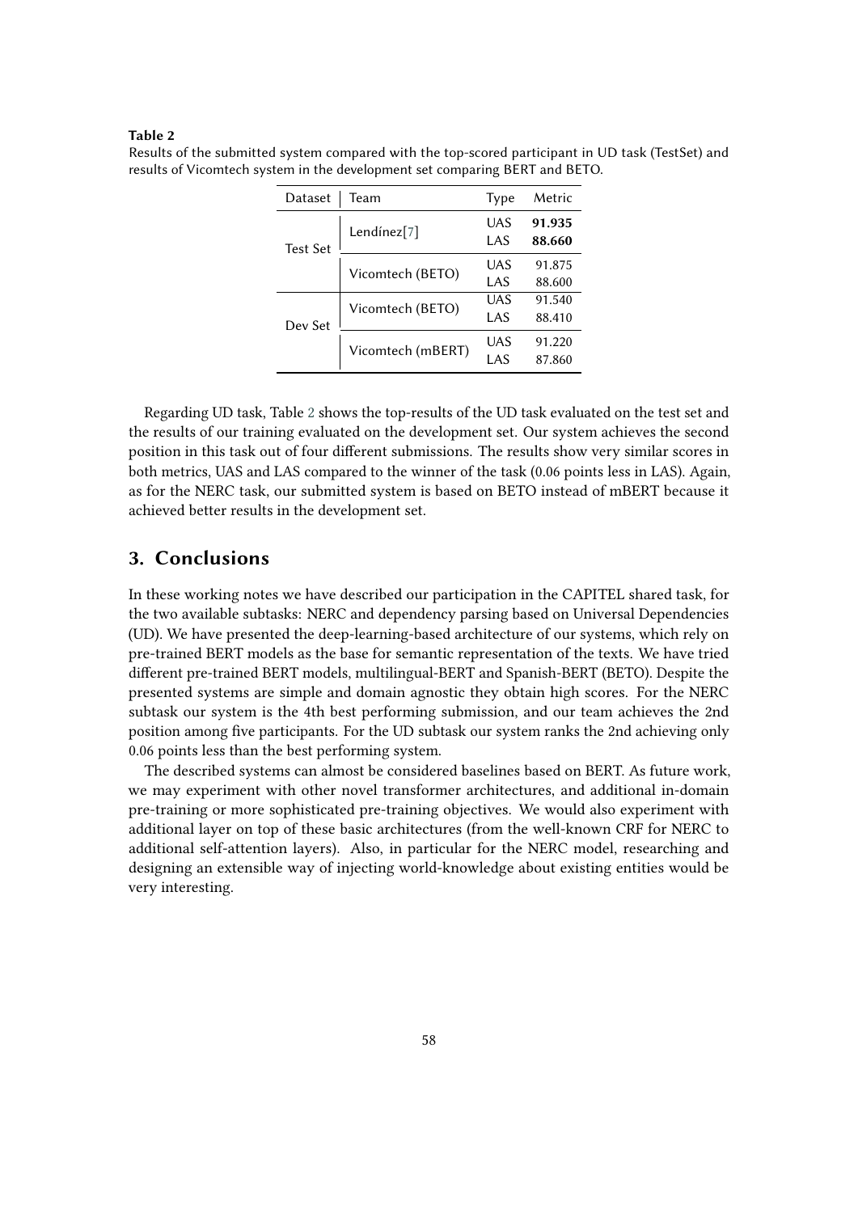**Table 2**

Results of the submitted system compared with the top-scored participant in UD task (TestSet) and results of Vicomtech system in the development set comparing BERT and BETO.

| Dataset | Team | Type | Metric |
|---|---|---|---|
| Test Set | Lendínez[7] | UAS | **91.935** |
| | | LAS | **88.660** |
| | Vicomtech (BETO) | UAS | 91.875 |
| | | LAS | 88.600 |
| Dev Set | Vicomtech (BETO) | UAS | 91.540 |
| | | LAS | 88.410 |
| | Vicomtech (mBERT) | UAS | 91.220 |
| | | LAS | 87.860 |

Regarding UD task, Table 2 shows the top-results of the UD task evaluated on the test set and the results of our training evaluated on the development set. Our system achieves the second position in this task out of four different submissions. The results show very similar scores in both metrics, UAS and LAS compared to the winner of the task (0.06 points less in LAS). Again, as for the NERC task, our submitted system is based on BETO instead of mBERT because it achieved better results in the development set.

## 3. Conclusions

In these working notes we have described our participation in the CAPITEL shared task, for the two available subtasks: NERC and dependency parsing based on Universal Dependencies (UD). We have presented the deep-learning-based architecture of our systems, which rely on pre-trained BERT models as the base for semantic representation of the texts. We have tried different pre-trained BERT models, multilingual-BERT and Spanish-BERT (BETO). Despite the presented systems are simple and domain agnostic they obtain high scores. For the NERC subtask our system is the 4th best performing submission, and our team achieves the 2nd position among five participants. For the UD subtask our system ranks the 2nd achieving only 0.06 points less than the best performing system.

The described systems can almost be considered baselines based on BERT. As future work, we may experiment with other novel transformer architectures, and additional in-domain pre-training or more sophisticated pre-training objectives. We would also experiment with additional layer on top of these basic architectures (from the well-known CRF for NERC to additional self-attention layers). Also, in particular for the NERC model, researching and designing an extensible way of injecting world-knowledge about existing entities would be very interesting.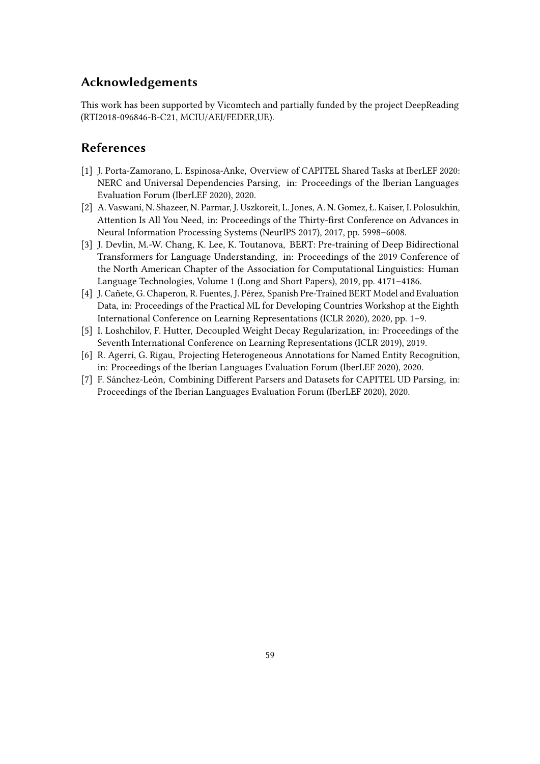## Acknowledgements

This work has been supported by Vicomtech and partially funded by the project DeepReading (RTI2018-096846-B-C21, MCIU/AEI/FEDER,UE).

## References

[1] J. Porta-Zamorano, L. Espinosa-Anke, Overview of CAPITEL Shared Tasks at IberLEF 2020: NERC and Universal Dependencies Parsing, in: Proceedings of the Iberian Languages Evaluation Forum (IberLEF 2020), 2020.

[2] A. Vaswani, N. Shazeer, N. Parmar, J. Uszkoreit, L. Jones, A. N. Gomez, Ł. Kaiser, I. Polosukhin, Attention Is All You Need, in: Proceedings of the Thirty-first Conference on Advances in Neural Information Processing Systems (NeurIPS 2017), 2017, pp. 5998–6008.

[3] J. Devlin, M.-W. Chang, K. Lee, K. Toutanova, BERT: Pre-training of Deep Bidirectional Transformers for Language Understanding, in: Proceedings of the 2019 Conference of the North American Chapter of the Association for Computational Linguistics: Human Language Technologies, Volume 1 (Long and Short Papers), 2019, pp. 4171–4186.

[4] J. Cañete, G. Chaperon, R. Fuentes, J. Pérez, Spanish Pre-Trained BERT Model and Evaluation Data, in: Proceedings of the Practical ML for Developing Countries Workshop at the Eighth International Conference on Learning Representations (ICLR 2020), 2020, pp. 1–9.

[5] I. Loshchilov, F. Hutter, Decoupled Weight Decay Regularization, in: Proceedings of the Seventh International Conference on Learning Representations (ICLR 2019), 2019.

[6] R. Agerri, G. Rigau, Projecting Heterogeneous Annotations for Named Entity Recognition, in: Proceedings of the Iberian Languages Evaluation Forum (IberLEF 2020), 2020.

[7] F. Sánchez-León, Combining Different Parsers and Datasets for CAPITEL UD Parsing, in: Proceedings of the Iberian Languages Evaluation Forum (IberLEF 2020), 2020.